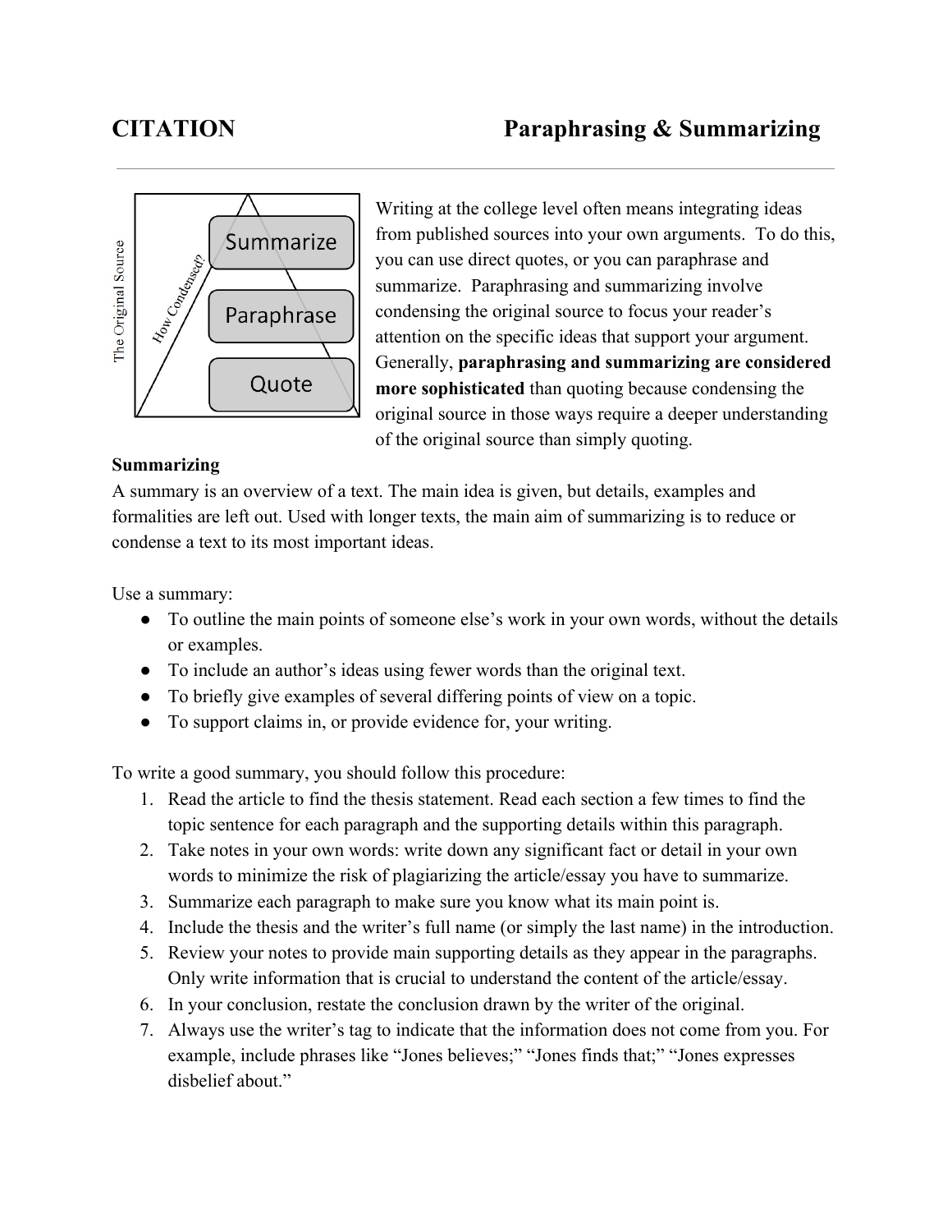# CITATION Paraphrasing & Summarizing

Writing at the college level often means integrating ideas from published sources into your own arguments. To do this, you can use direct quotes, or you can paraphrase and summarize. Paraphrasing and summarizing involve condensing the original source to focus your reader's attention on the specific ideas that support your argument. Generally, **paraphrasing and summarizing are considered more sophisticated** than quoting because condensing the original source in those ways require a deeper understanding of the original source than simply quoting.

**Summarizing**

A summary is an overview of a text. The main idea is given, but details, examples and formalities are left out. Used with longer texts, the main aim of summarizing is to reduce or condense a text to its most important ideas.

Use a summary:

- To outline the main points of someone else's work in your own words, without the details or examples.
- To include an author's ideas using fewer words than the original text.
- To briefly give examples of several differing points of view on a topic.
- To support claims in, or provide evidence for, your writing.

To write a good summary, you should follow this procedure:

1. Read the article to find the thesis statement. Read each section a few times to find the topic sentence for each paragraph and the supporting details within this paragraph.
2. Take notes in your own words: write down any significant fact or detail in your own words to minimize the risk of plagiarizing the article/essay you have to summarize.
3. Summarize each paragraph to make sure you know what its main point is.
4. Include the thesis and the writer's full name (or simply the last name) in the introduction.
5. Review your notes to provide main supporting details as they appear in the paragraphs. Only write information that is crucial to understand the content of the article/essay.
6. In your conclusion, restate the conclusion drawn by the writer of the original.
7. Always use the writer's tag to indicate that the information does not come from you. For example, include phrases like "Jones believes;" "Jones finds that;" "Jones expresses disbelief about."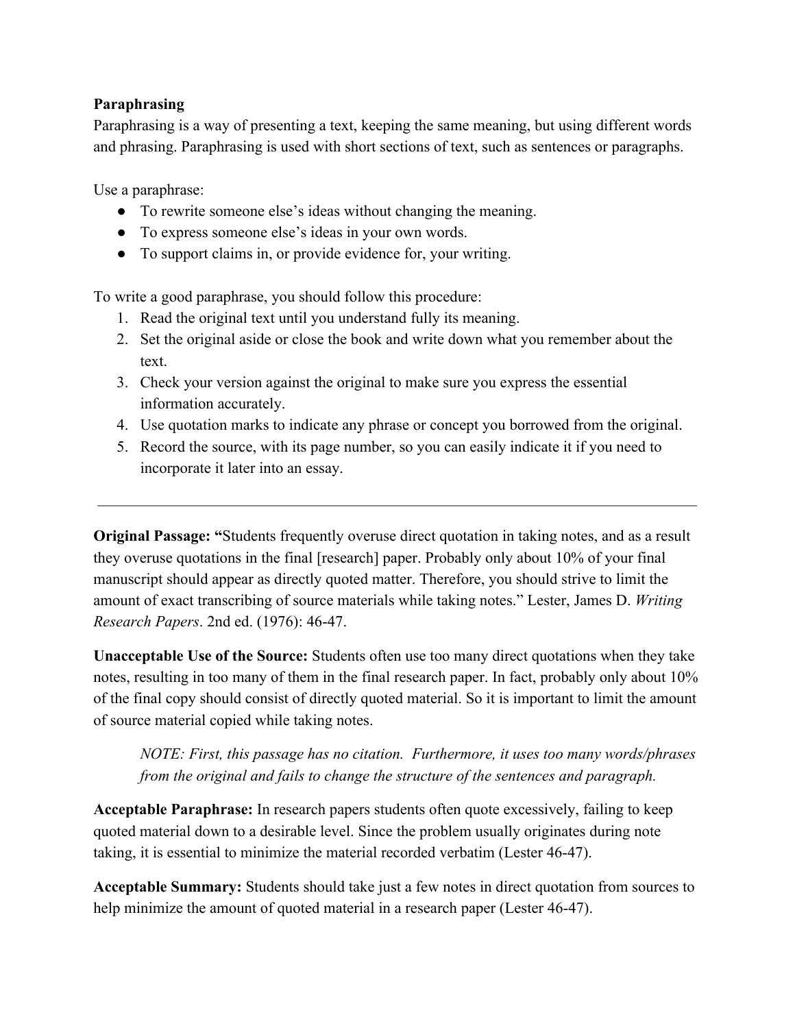**Paraphrasing**

Paraphrasing is a way of presenting a text, keeping the same meaning, but using different words and phrasing. Paraphrasing is used with short sections of text, such as sentences or paragraphs.

Use a paraphrase:

- To rewrite someone else's ideas without changing the meaning.
- To express someone else's ideas in your own words.
- To support claims in, or provide evidence for, your writing.

To write a good paraphrase, you should follow this procedure:

1. Read the original text until you understand fully its meaning.
2. Set the original aside or close the book and write down what you remember about the text.
3. Check your version against the original to make sure you express the essential information accurately.
4. Use quotation marks to indicate any phrase or concept you borrowed from the original.
5. Record the source, with its page number, so you can easily indicate it if you need to incorporate it later into an essay.

---

**Original Passage: "**Students frequently overuse direct quotation in taking notes, and as a result they overuse quotations in the final [research] paper. Probably only about 10% of your final manuscript should appear as directly quoted matter. Therefore, you should strive to limit the amount of exact transcribing of source materials while taking notes." Lester, James D. *Writing Research Papers*. 2nd ed. (1976): 46-47.

**Unacceptable Use of the Source:** Students often use too many direct quotations when they take notes, resulting in too many of them in the final research paper. In fact, probably only about 10% of the final copy should consist of directly quoted material. So it is important to limit the amount of source material copied while taking notes.

> *NOTE: First, this passage has no citation. Furthermore, it uses too many words/phrases from the original and fails to change the structure of the sentences and paragraph.*

**Acceptable Paraphrase:** In research papers students often quote excessively, failing to keep quoted material down to a desirable level. Since the problem usually originates during note taking, it is essential to minimize the material recorded verbatim (Lester 46-47).

**Acceptable Summary:** Students should take just a few notes in direct quotation from sources to help minimize the amount of quoted material in a research paper (Lester 46-47).